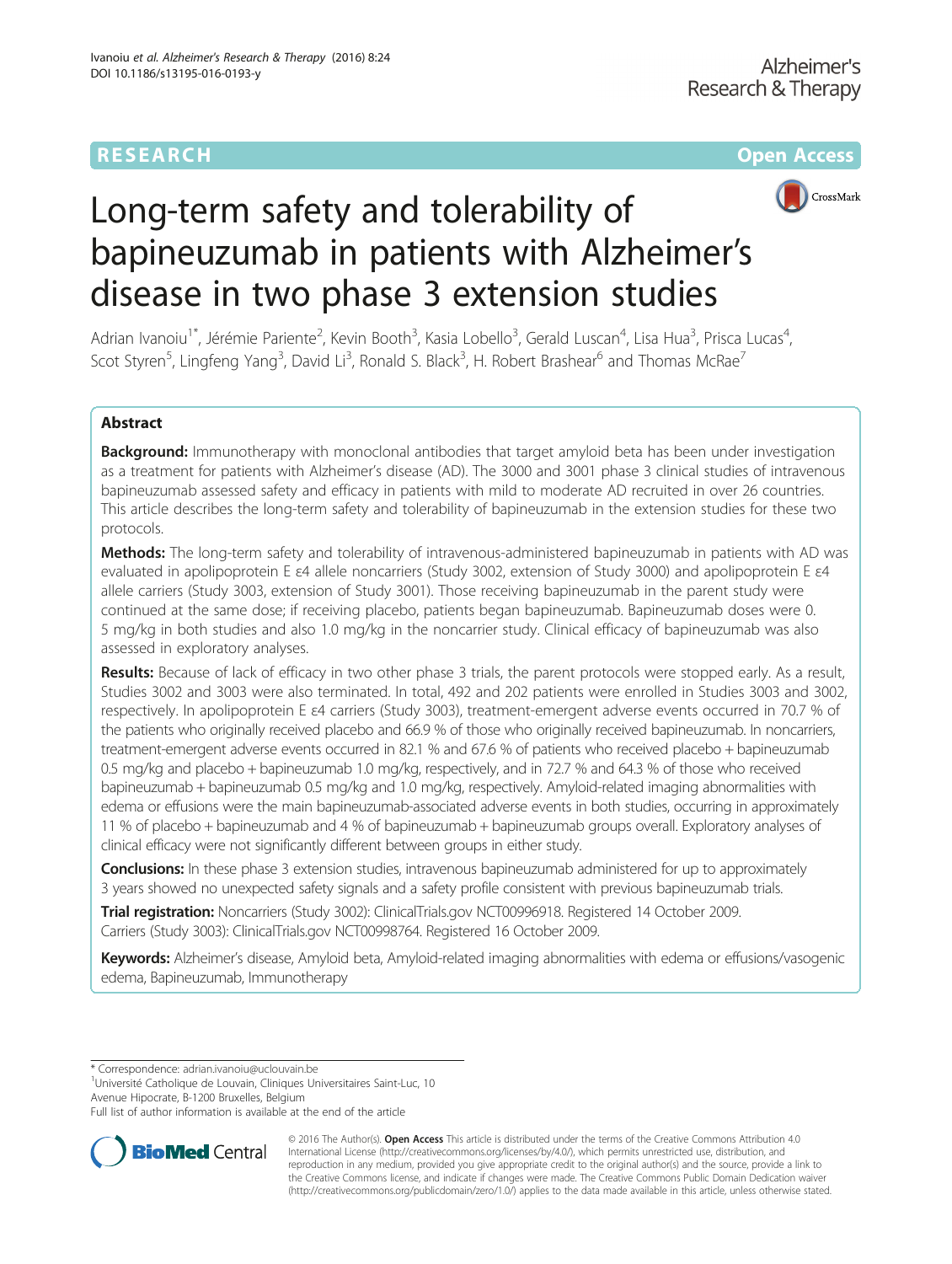# Long-term safety and tolerability of bapineuzumab in patients with Alzheimer's disease in two phase 3 extension studies

Adrian Ivanoiu[1*], Jérémie Pariente[2], Kevin Booth[3], Kasia Lobello[3], Gerald Luscan[4], Lisa Hua[3], Prisca Lucas[4], Scot Styren[5], Lingfeng Yang[3], David Li[3], Ronald S. Black[3], H. Robert Brashear[6] and Thomas McRae[7]

## Abstract

**Background:** Immunotherapy with monoclonal antibodies that target amyloid beta has been under investigation as a treatment for patients with Alzheimer's disease (AD). The 3000 and 3001 phase 3 clinical studies of intravenous bapineuzumab assessed safety and efficacy in patients with mild to moderate AD recruited in over 26 countries. This article describes the long-term safety and tolerability of bapineuzumab in the extension studies for these two protocols.

**Methods:** The long-term safety and tolerability of intravenous-administered bapineuzumab in patients with AD was evaluated in apolipoprotein E ε4 allele noncarriers (Study 3002, extension of Study 3000) and apolipoprotein E ε4 allele carriers (Study 3003, extension of Study 3001). Those receiving bapineuzumab in the parent study were continued at the same dose; if receiving placebo, patients began bapineuzumab. Bapineuzumab doses were 0.5 mg/kg in both studies and also 1.0 mg/kg in the noncarrier study. Clinical efficacy of bapineuzumab was also assessed in exploratory analyses.

**Results:** Because of lack of efficacy in two other phase 3 trials, the parent protocols were stopped early. As a result, Studies 3002 and 3003 were also terminated. In total, 492 and 202 patients were enrolled in Studies 3003 and 3002, respectively. In apolipoprotein E ε4 carriers (Study 3003), treatment-emergent adverse events occurred in 70.7 % of the patients who originally received placebo and 66.9 % of those who originally received bapineuzumab. In noncarriers, treatment-emergent adverse events occurred in 82.1 % and 67.6 % of patients who received placebo + bapineuzumab 0.5 mg/kg and placebo + bapineuzumab 1.0 mg/kg, respectively, and in 72.7 % and 64.3 % of those who received bapineuzumab + bapineuzumab 0.5 mg/kg and 1.0 mg/kg, respectively. Amyloid-related imaging abnormalities with edema or effusions were the main bapineuzumab-associated adverse events in both studies, occurring in approximately 11 % of placebo + bapineuzumab and 4 % of bapineuzumab + bapineuzumab groups overall. Exploratory analyses of clinical efficacy were not significantly different between groups in either study.

**Conclusions:** In these phase 3 extension studies, intravenous bapineuzumab administered for up to approximately 3 years showed no unexpected safety signals and a safety profile consistent with previous bapineuzumab trials.

**Trial registration:** Noncarriers (Study 3002): ClinicalTrials.gov NCT00996918. Registered 14 October 2009. Carriers (Study 3003): ClinicalTrials.gov NCT00998764. Registered 16 October 2009.

**Keywords:** Alzheimer's disease, Amyloid beta, Amyloid-related imaging abnormalities with edema or effusions/vasogenic edema, Bapineuzumab, Immunotherapy

\* Correspondence: adrian.ivanoiu@uclouvain.be
[1]Université Catholique de Louvain, Cliniques Universitaires Saint-Luc, 10 Avenue Hipocrate, B-1200 Bruxelles, Belgium
Full list of author information is available at the end of the article

© 2016 The Author(s). **Open Access** This article is distributed under the terms of the Creative Commons Attribution 4.0 International License (http://creativecommons.org/licenses/by/4.0/), which permits unrestricted use, distribution, and reproduction in any medium, provided you give appropriate credit to the original author(s) and the source, provide a link to the Creative Commons license, and indicate if changes were made. The Creative Commons Public Domain Dedication waiver (http://creativecommons.org/publicdomain/zero/1.0/) applies to the data made available in this article, unless otherwise stated.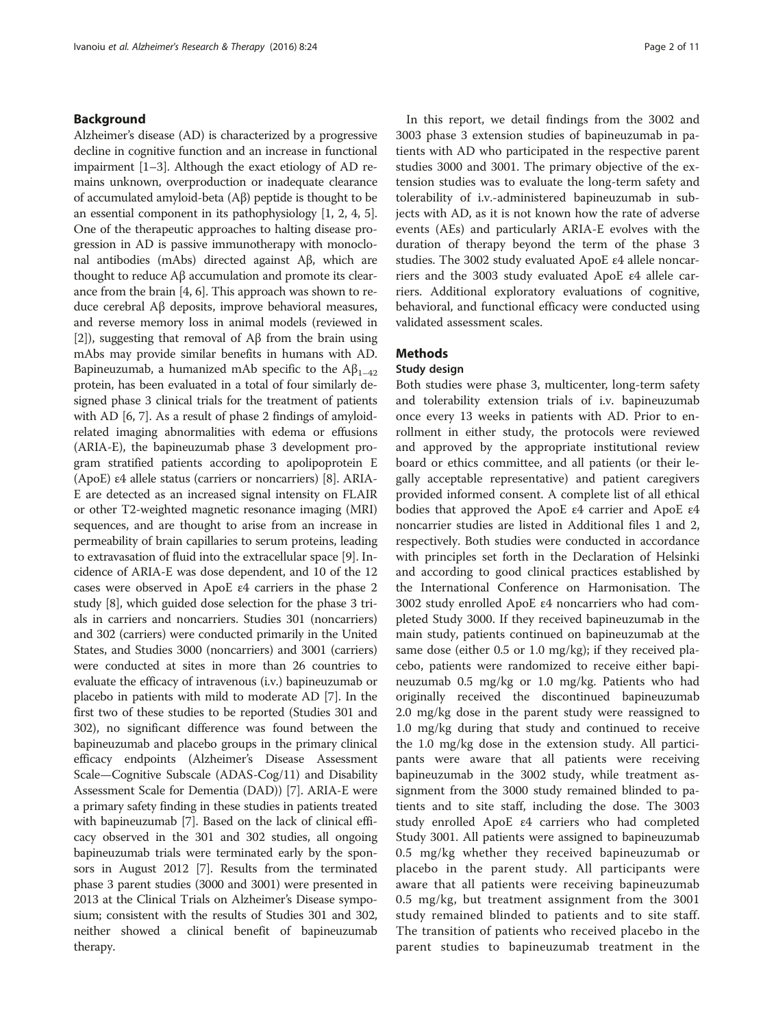## Background

Alzheimer's disease (AD) is characterized by a progressive decline in cognitive function and an increase in functional impairment [1–3]. Although the exact etiology of AD remains unknown, overproduction or inadequate clearance of accumulated amyloid-beta (Aβ) peptide is thought to be an essential component in its pathophysiology [1, 2, 4, 5]. One of the therapeutic approaches to halting disease progression in AD is passive immunotherapy with monoclonal antibodies (mAbs) directed against Aβ, which are thought to reduce Aβ accumulation and promote its clearance from the brain [4, 6]. This approach was shown to reduce cerebral Aβ deposits, improve behavioral measures, and reverse memory loss in animal models (reviewed in [2]), suggesting that removal of Aβ from the brain using mAbs may provide similar benefits in humans with AD. Bapineuzumab, a humanized mAb specific to the $A\beta_{1-42}$ protein, has been evaluated in a total of four similarly designed phase 3 clinical trials for the treatment of patients with AD [6, 7]. As a result of phase 2 findings of amyloid-related imaging abnormalities with edema or effusions (ARIA-E), the bapineuzumab phase 3 development program stratified patients according to apolipoprotein E (ApoE) ε4 allele status (carriers or noncarriers) [8]. ARIA-E are detected as an increased signal intensity on FLAIR or other T2-weighted magnetic resonance imaging (MRI) sequences, and are thought to arise from an increase in permeability of brain capillaries to serum proteins, leading to extravasation of fluid into the extracellular space [9]. Incidence of ARIA-E was dose dependent, and 10 of the 12 cases were observed in ApoE ε4 carriers in the phase 2 study [8], which guided dose selection for the phase 3 trials in carriers and noncarriers. Studies 301 (noncarriers) and 302 (carriers) were conducted primarily in the United States, and Studies 3000 (noncarriers) and 3001 (carriers) were conducted at sites in more than 26 countries to evaluate the efficacy of intravenous (i.v.) bapineuzumab or placebo in patients with mild to moderate AD [7]. In the first two of these studies to be reported (Studies 301 and 302), no significant difference was found between the bapineuzumab and placebo groups in the primary clinical efficacy endpoints (Alzheimer's Disease Assessment Scale—Cognitive Subscale (ADAS-Cog/11) and Disability Assessment Scale for Dementia (DAD)) [7]. ARIA-E were a primary safety finding in these studies in patients treated with bapineuzumab [7]. Based on the lack of clinical efficacy observed in the 301 and 302 studies, all ongoing bapineuzumab trials were terminated early by the sponsors in August 2012 [7]. Results from the terminated phase 3 parent studies (3000 and 3001) were presented in 2013 at the Clinical Trials on Alzheimer's Disease symposium; consistent with the results of Studies 301 and 302, neither showed a clinical benefit of bapineuzumab therapy.

In this report, we detail findings from the 3002 and 3003 phase 3 extension studies of bapineuzumab in patients with AD who participated in the respective parent studies 3000 and 3001. The primary objective of the extension studies was to evaluate the long-term safety and tolerability of i.v.-administered bapineuzumab in subjects with AD, as it is not known how the rate of adverse events (AEs) and particularly ARIA-E evolves with the duration of therapy beyond the term of the phase 3 studies. The 3002 study evaluated ApoE ε4 allele noncarriers and the 3003 study evaluated ApoE ε4 allele carriers. Additional exploratory evaluations of cognitive, behavioral, and functional efficacy were conducted using validated assessment scales.

## Methods

### Study design

Both studies were phase 3, multicenter, long-term safety and tolerability extension trials of i.v. bapineuzumab once every 13 weeks in patients with AD. Prior to enrollment in either study, the protocols were reviewed and approved by the appropriate institutional review board or ethics committee, and all patients (or their legally acceptable representative) and patient caregivers provided informed consent. A complete list of all ethical bodies that approved the ApoE ε4 carrier and ApoE ε4 noncarrier studies are listed in Additional files 1 and 2, respectively. Both studies were conducted in accordance with principles set forth in the Declaration of Helsinki and according to good clinical practices established by the International Conference on Harmonisation. The 3002 study enrolled ApoE ε4 noncarriers who had completed Study 3000. If they received bapineuzumab in the main study, patients continued on bapineuzumab at the same dose (either 0.5 or 1.0 mg/kg); if they received placebo, patients were randomized to receive either bapineuzumab 0.5 mg/kg or 1.0 mg/kg. Patients who had originally received the discontinued bapineuzumab 2.0 mg/kg dose in the parent study were reassigned to 1.0 mg/kg during that study and continued to receive the 1.0 mg/kg dose in the extension study. All participants were aware that all patients were receiving bapineuzumab in the 3002 study, while treatment assignment from the 3000 study remained blinded to patients and to site staff, including the dose. The 3003 study enrolled ApoE ε4 carriers who had completed Study 3001. All patients were assigned to bapineuzumab 0.5 mg/kg whether they received bapineuzumab or placebo in the parent study. All participants were aware that all patients were receiving bapineuzumab 0.5 mg/kg, but treatment assignment from the 3001 study remained blinded to patients and to site staff. The transition of patients who received placebo in the parent studies to bapineuzumab treatment in the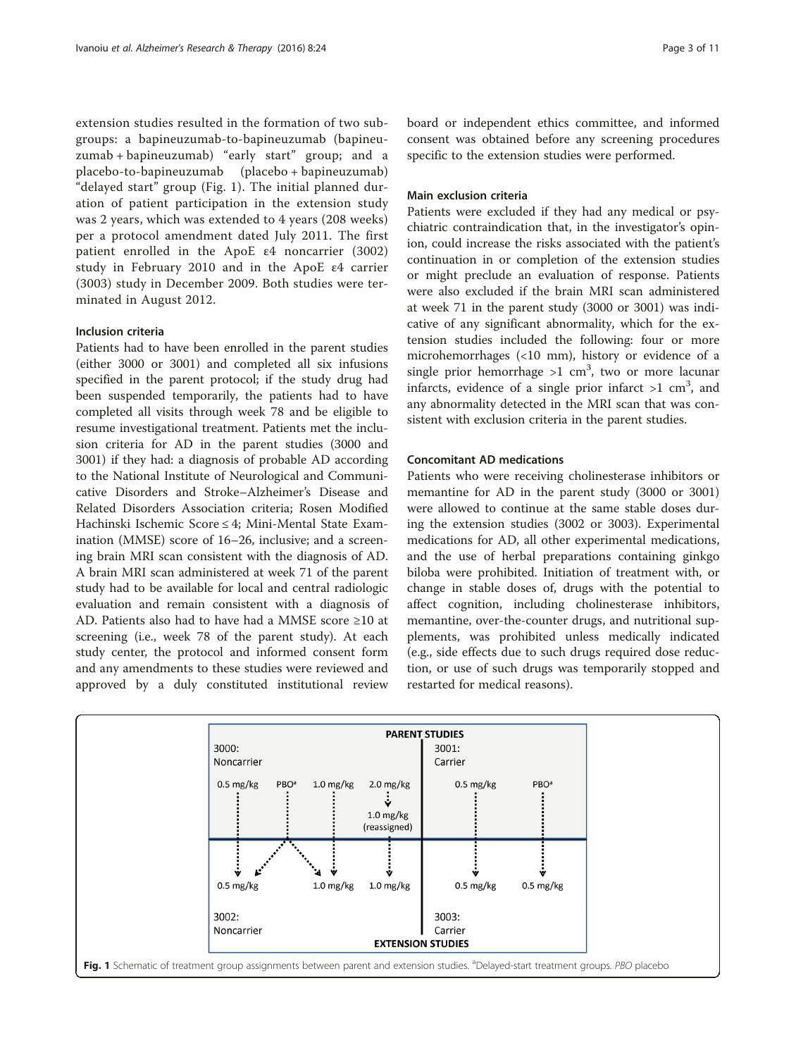extension studies resulted in the formation of two subgroups: a bapineuzumab-to-bapineuzumab (bapineuzumab + bapineuzumab) "early start" group; and a placebo-to-bapineuzumab (placebo + bapineuzumab) "delayed start" group (Fig. 1). The initial planned duration of patient participation in the extension study was 2 years, which was extended to 4 years (208 weeks) per a protocol amendment dated July 2011. The first patient enrolled in the ApoE ε4 noncarrier (3002) study in February 2010 and in the ApoE ε4 carrier (3003) study in December 2009. Both studies were terminated in August 2012.

### Inclusion criteria

Patients had to have been enrolled in the parent studies (either 3000 or 3001) and completed all six infusions specified in the parent protocol; if the study drug had been suspended temporarily, the patients had to have completed all visits through week 78 and be eligible to resume investigational treatment. Patients met the inclusion criteria for AD in the parent studies (3000 and 3001) if they had: a diagnosis of probable AD according to the National Institute of Neurological and Communicative Disorders and Stroke–Alzheimer's Disease and Related Disorders Association criteria; Rosen Modified Hachinski Ischemic Score ≤ 4; Mini-Mental State Examination (MMSE) score of 16–26, inclusive; and a screening brain MRI scan consistent with the diagnosis of AD. A brain MRI scan administered at week 71 of the parent study had to be available for local and central radiologic evaluation and remain consistent with a diagnosis of AD. Patients also had to have had a MMSE score ≥10 at screening (i.e., week 78 of the parent study). At each study center, the protocol and informed consent form and any amendments to these studies were reviewed and approved by a duly constituted institutional review board or independent ethics committee, and informed consent was obtained before any screening procedures specific to the extension studies were performed.

### Main exclusion criteria

Patients were excluded if they had any medical or psychiatric contraindication that, in the investigator's opinion, could increase the risks associated with the patient's continuation in or completion of the extension studies or might preclude an evaluation of response. Patients were also excluded if the brain MRI scan administered at week 71 in the parent study (3000 or 3001) was indicative of any significant abnormality, which for the extension studies included the following: four or more microhemorrhages (<10 mm), history or evidence of a single prior hemorrhage >1 $cm^3$, two or more lacunar infarcts, evidence of a single prior infarct >1 $cm^3$, and any abnormality detected in the MRI scan that was consistent with exclusion criteria in the parent studies.

### Concomitant AD medications

Patients who were receiving cholinesterase inhibitors or memantine for AD in the parent study (3000 or 3001) were allowed to continue at the same stable doses during the extension studies (3002 or 3003). Experimental medications for AD, all other experimental medications, and the use of herbal preparations containing ginkgo biloba were prohibited. Initiation of treatment with, or change in stable doses of, drugs with the potential to affect cognition, including cholinesterase inhibitors, memantine, over-the-counter drugs, and nutritional supplements, was prohibited unless medically indicated (e.g., side effects due to such drugs required dose reduction, or use of such drugs was temporarily stopped and restarted for medical reasons).

| PARENT STUDIES | | | | | |
|---|---|---|---|---|---|
| 3000: Noncarrier | | | | 3001: Carrier | |
| 0.5 mg/kg | PBO[a] | 1.0 mg/kg | 2.0 mg/kg → 1.0 mg/kg (reassigned) | 0.5 mg/kg | PBO[a] |
| 0.5 mg/kg | | 1.0 mg/kg | 1.0 mg/kg | 0.5 mg/kg | 0.5 mg/kg |
| 3002: Noncarrier | | | | 3003: Carrier | |
| EXTENSION STUDIES | | | | | |

**Fig. 1** Schematic of treatment group assignments between parent and extension studies. [a]Delayed-start treatment groups. *PBO* placebo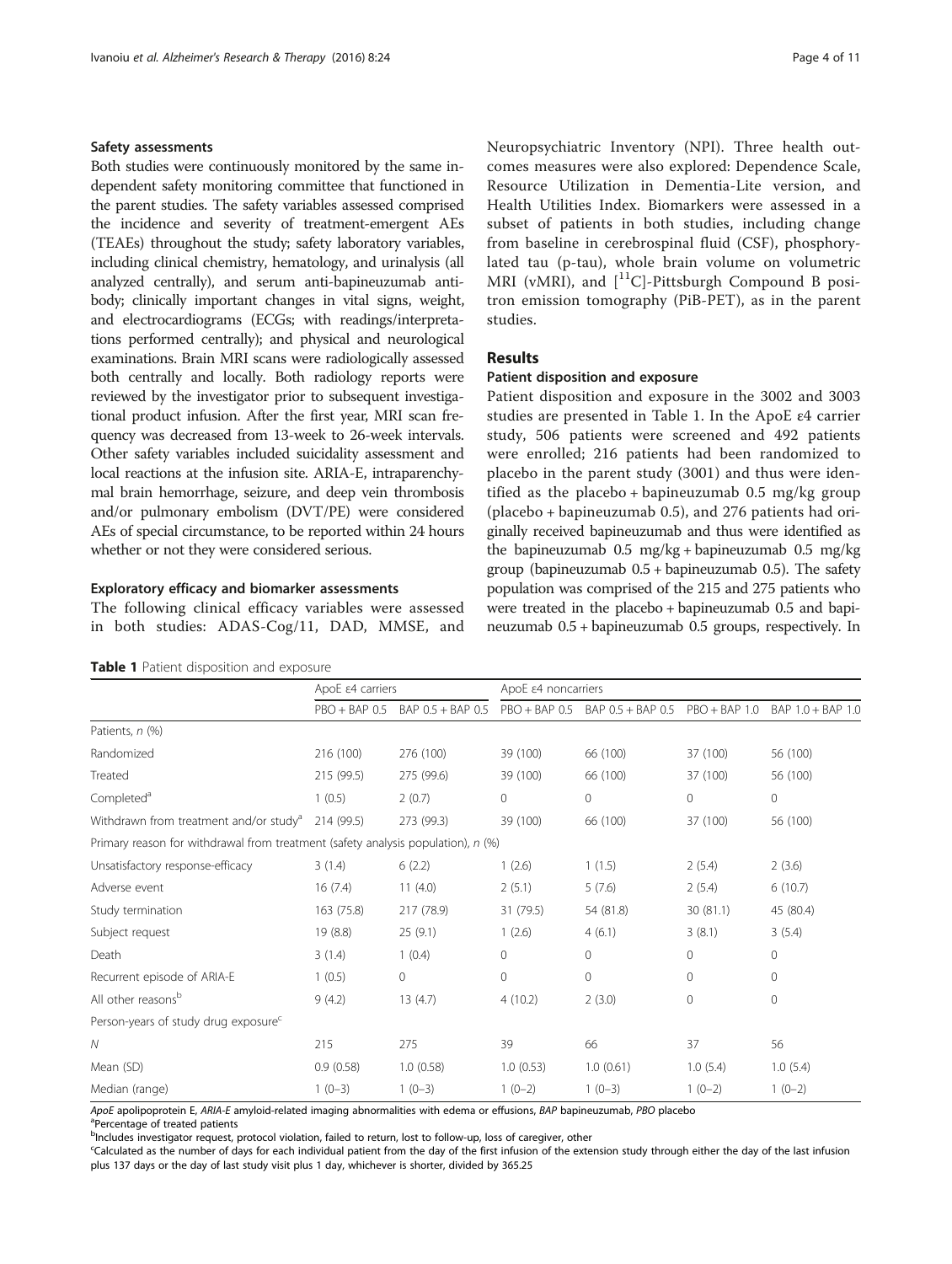### Safety assessments

Both studies were continuously monitored by the same independent safety monitoring committee that functioned in the parent studies. The safety variables assessed comprised the incidence and severity of treatment-emergent AEs (TEAEs) throughout the study; safety laboratory variables, including clinical chemistry, hematology, and urinalysis (all analyzed centrally), and serum anti-bapineuzumab antibody; clinically important changes in vital signs, weight, and electrocardiograms (ECGs; with readings/interpretations performed centrally); and physical and neurological examinations. Brain MRI scans were radiologically assessed both centrally and locally. Both radiology reports were reviewed by the investigator prior to subsequent investigational product infusion. After the first year, MRI scan frequency was decreased from 13-week to 26-week intervals. Other safety variables included suicidality assessment and local reactions at the infusion site. ARIA-E, intraparenchymal brain hemorrhage, seizure, and deep vein thrombosis and/or pulmonary embolism (DVT/PE) were considered AEs of special circumstance, to be reported within 24 hours whether or not they were considered serious.

### Exploratory efficacy and biomarker assessments

The following clinical efficacy variables were assessed in both studies: ADAS-Cog/11, DAD, MMSE, and Neuropsychiatric Inventory (NPI). Three health outcomes measures were also explored: Dependence Scale, Resource Utilization in Dementia-Lite version, and Health Utilities Index. Biomarkers were assessed in a subset of patients in both studies, including change from baseline in cerebrospinal fluid (CSF), phosphorylated tau (p-tau), whole brain volume on volumetric MRI (vMRI), and [$^{11}$C]-Pittsburgh Compound B positron emission tomography (PiB-PET), as in the parent studies.

## Results

### Patient disposition and exposure

Patient disposition and exposure in the 3002 and 3003 studies are presented in Table 1. In the ApoE ε4 carrier study, 506 patients were screened and 492 patients were enrolled; 216 patients had been randomized to placebo in the parent study (3001) and thus were identified as the placebo + bapineuzumab 0.5 mg/kg group (placebo + bapineuzumab 0.5), and 276 patients had originally received bapineuzumab and thus were identified as the bapineuzumab 0.5 mg/kg + bapineuzumab 0.5 mg/kg group (bapineuzumab 0.5 + bapineuzumab 0.5). The safety population was comprised of the 215 and 275 patients who were treated in the placebo + bapineuzumab 0.5 and bapineuzumab 0.5 + bapineuzumab 0.5 groups, respectively. In

**Table 1** Patient disposition and exposure

| | ApoE ε4 carriers | | ApoE ε4 noncarriers | | | |
|---|---|---|---|---|---|---|
| | PBO + BAP 0.5 | BAP 0.5 + BAP 0.5 | PBO + BAP 0.5 | BAP 0.5 + BAP 0.5 | PBO + BAP 1.0 | BAP 1.0 + BAP 1.0 |
| Patients, *n* (%) | | | | | | |
| Randomized | 216 (100) | 276 (100) | 39 (100) | 66 (100) | 37 (100) | 56 (100) |
| Treated | 215 (99.5) | 275 (99.6) | 39 (100) | 66 (100) | 37 (100) | 56 (100) |
| Completed[a] | 1 (0.5) | 2 (0.7) | 0 | 0 | 0 | 0 |
| Withdrawn from treatment and/or study[a] | 214 (99.5) | 273 (99.3) | 39 (100) | 66 (100) | 37 (100) | 56 (100) |
| Primary reason for withdrawal from treatment (safety analysis population), *n* (%) | | | | | | |
| Unsatisfactory response-efficacy | 3 (1.4) | 6 (2.2) | 1 (2.6) | 1 (1.5) | 2 (5.4) | 2 (3.6) |
| Adverse event | 16 (7.4) | 11 (4.0) | 2 (5.1) | 5 (7.6) | 2 (5.4) | 6 (10.7) |
| Study termination | 163 (75.8) | 217 (78.9) | 31 (79.5) | 54 (81.8) | 30 (81.1) | 45 (80.4) |
| Subject request | 19 (8.8) | 25 (9.1) | 1 (2.6) | 4 (6.1) | 3 (8.1) | 3 (5.4) |
| Death | 3 (1.4) | 1 (0.4) | 0 | 0 | 0 | 0 |
| Recurrent episode of ARIA-E | 1 (0.5) | 0 | 0 | 0 | 0 | 0 |
| All other reasons[b] | 9 (4.2) | 13 (4.7) | 4 (10.2) | 2 (3.0) | 0 | 0 |
| Person-years of study drug exposure[c] | | | | | | |
| *N* | 215 | 275 | 39 | 66 | 37 | 56 |
| Mean (SD) | 0.9 (0.58) | 1.0 (0.58) | 1.0 (0.53) | 1.0 (0.61) | 1.0 (5.4) | 1.0 (5.4) |
| Median (range) | 1 (0–3) | 1 (0–3) | 1 (0–2) | 1 (0–3) | 1 (0–2) | 1 (0–2) |

*ApoE* apolipoprotein E, *ARIA-E* amyloid-related imaging abnormalities with edema or effusions, *BAP* bapineuzumab, *PBO* placebo

[a]Percentage of treated patients

[b]Includes investigator request, protocol violation, failed to return, lost to follow-up, loss of caregiver, other

[c]Calculated as the number of days for each individual patient from the day of the first infusion of the extension study through either the day of the last infusion plus 137 days or the day of last study visit plus 1 day, whichever is shorter, divided by 365.25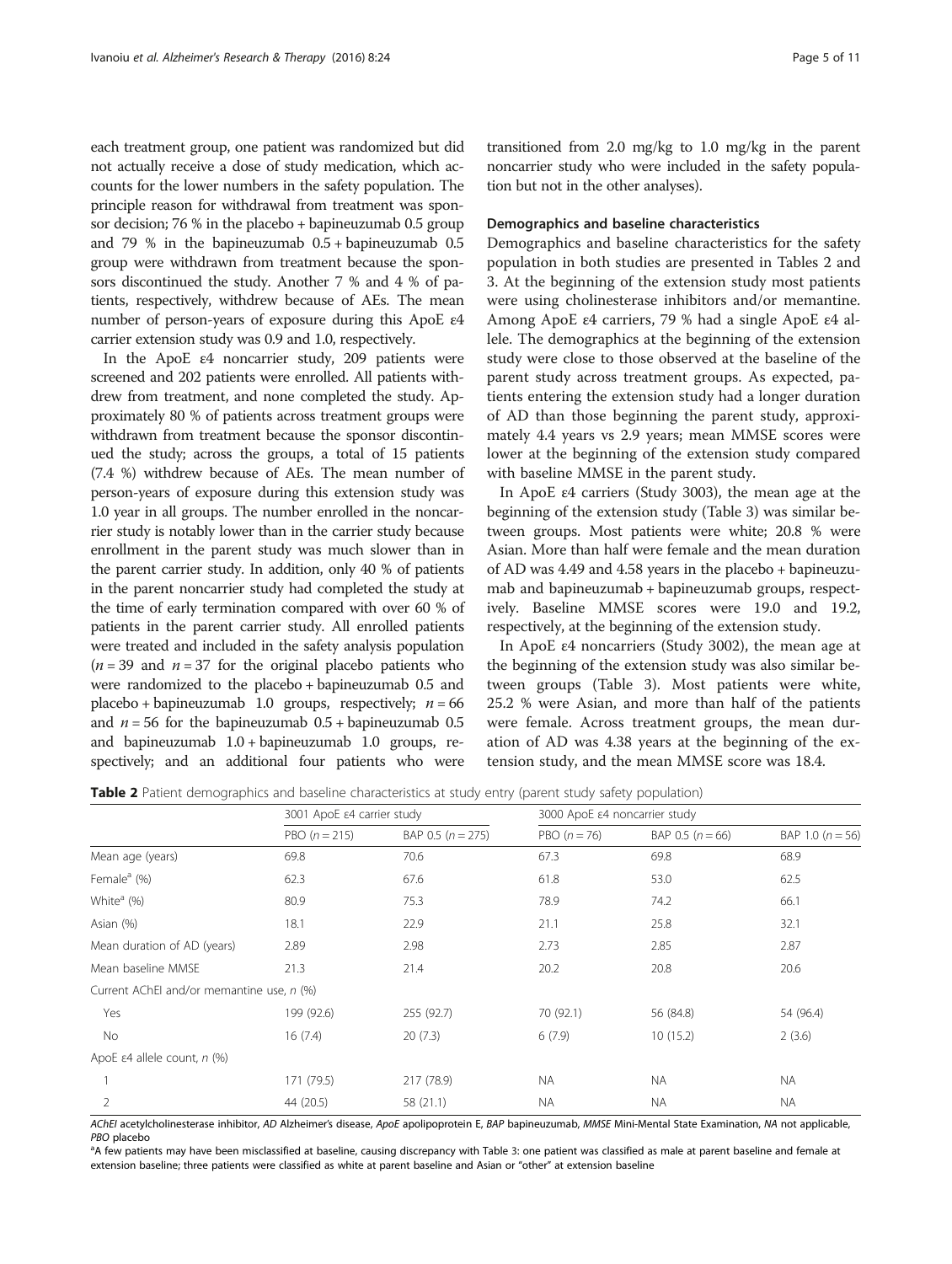each treatment group, one patient was randomized but did not actually receive a dose of study medication, which accounts for the lower numbers in the safety population. The principle reason for withdrawal from treatment was sponsor decision; 76 % in the placebo + bapineuzumab 0.5 group and 79 % in the bapineuzumab 0.5 + bapineuzumab 0.5 group were withdrawn from treatment because the sponsors discontinued the study. Another 7 % and 4 % of patients, respectively, withdrew because of AEs. The mean number of person-years of exposure during this ApoE ε4 carrier extension study was 0.9 and 1.0, respectively.

In the ApoE ε4 noncarrier study, 209 patients were screened and 202 patients were enrolled. All patients withdrew from treatment, and none completed the study. Approximately 80 % of patients across treatment groups were withdrawn from treatment because the sponsor discontinued the study; across the groups, a total of 15 patients (7.4 %) withdrew because of AEs. The mean number of person-years of exposure during this extension study was 1.0 year in all groups. The number enrolled in the noncarrier study is notably lower than in the carrier study because enrollment in the parent study was much slower than in the parent carrier study. In addition, only 40 % of patients in the parent noncarrier study had completed the study at the time of early termination compared with over 60 % of patients in the parent carrier study. All enrolled patients were treated and included in the safety analysis population ($n = 39$ and $n = 37$ for the original placebo patients who were randomized to the placebo + bapineuzumab 0.5 and placebo + bapineuzumab 1.0 groups, respectively; $n = 66$ and $n = 56$ for the bapineuzumab 0.5 + bapineuzumab 0.5 and bapineuzumab 1.0 + bapineuzumab 1.0 groups, respectively; and an additional four patients who were transitioned from 2.0 mg/kg to 1.0 mg/kg in the parent noncarrier study who were included in the safety population but not in the other analyses).

### Demographics and baseline characteristics

Demographics and baseline characteristics for the safety population in both studies are presented in Tables 2 and 3. At the beginning of the extension study most patients were using cholinesterase inhibitors and/or memantine. Among ApoE ε4 carriers, 79 % had a single ApoE ε4 allele. The demographics at the beginning of the extension study were close to those observed at the baseline of the parent study across treatment groups. As expected, patients entering the extension study had a longer duration of AD than those beginning the parent study, approximately 4.4 years vs 2.9 years; mean MMSE scores were lower at the beginning of the extension study compared with baseline MMSE in the parent study.

In ApoE ε4 carriers (Study 3003), the mean age at the beginning of the extension study (Table 3) was similar between groups. Most patients were white; 20.8 % were Asian. More than half were female and the mean duration of AD was 4.49 and 4.58 years in the placebo + bapineuzumab and bapineuzumab + bapineuzumab groups, respectively. Baseline MMSE scores were 19.0 and 19.2, respectively, at the beginning of the extension study.

In ApoE ε4 noncarriers (Study 3002), the mean age at the beginning of the extension study was also similar between groups (Table 3). Most patients were white, 25.2 % were Asian, and more than half of the patients were female. Across treatment groups, the mean duration of AD was 4.38 years at the beginning of the extension study, and the mean MMSE score was 18.4.

**Table 2** Patient demographics and baseline characteristics at study entry (parent study safety population)

| | 3001 ApoE ε4 carrier study | | 3000 ApoE ε4 noncarrier study | | |
|---|---|---|---|---|---|
| | PBO ($n = 215$) | BAP 0.5 ($n = 275$) | PBO ($n = 76$) | BAP 0.5 ($n = 66$) | BAP 1.0 ($n = 56$) |
| Mean age (years) | 69.8 | 70.6 | 67.3 | 69.8 | 68.9 |
| Female[a] (%) | 62.3 | 67.6 | 61.8 | 53.0 | 62.5 |
| White[a] (%) | 80.9 | 75.3 | 78.9 | 74.2 | 66.1 |
| Asian (%) | 18.1 | 22.9 | 21.1 | 25.8 | 32.1 |
| Mean duration of AD (years) | 2.89 | 2.98 | 2.73 | 2.85 | 2.87 |
| Mean baseline MMSE | 21.3 | 21.4 | 20.2 | 20.8 | 20.6 |
| Current AChEI and/or memantine use, *n* (%) | | | | | |
| Yes | 199 (92.6) | 255 (92.7) | 70 (92.1) | 56 (84.8) | 54 (96.4) |
| No | 16 (7.4) | 20 (7.3) | 6 (7.9) | 10 (15.2) | 2 (3.6) |
| ApoE ε4 allele count, *n* (%) | | | | | |
| 1 | 171 (79.5) | 217 (78.9) | NA | NA | NA |
| 2 | 44 (20.5) | 58 (21.1) | NA | NA | NA |

*AChEI* acetylcholinesterase inhibitor, *AD* Alzheimer's disease, *ApoE* apolipoprotein E, *BAP* bapineuzumab, *MMSE* Mini-Mental State Examination, *NA* not applicable, *PBO* placebo

[a] A few patients may have been misclassified at baseline, causing discrepancy with Table 3: one patient was classified as male at parent baseline and female at extension baseline; three patients were classified as white at parent baseline and Asian or "other" at extension baseline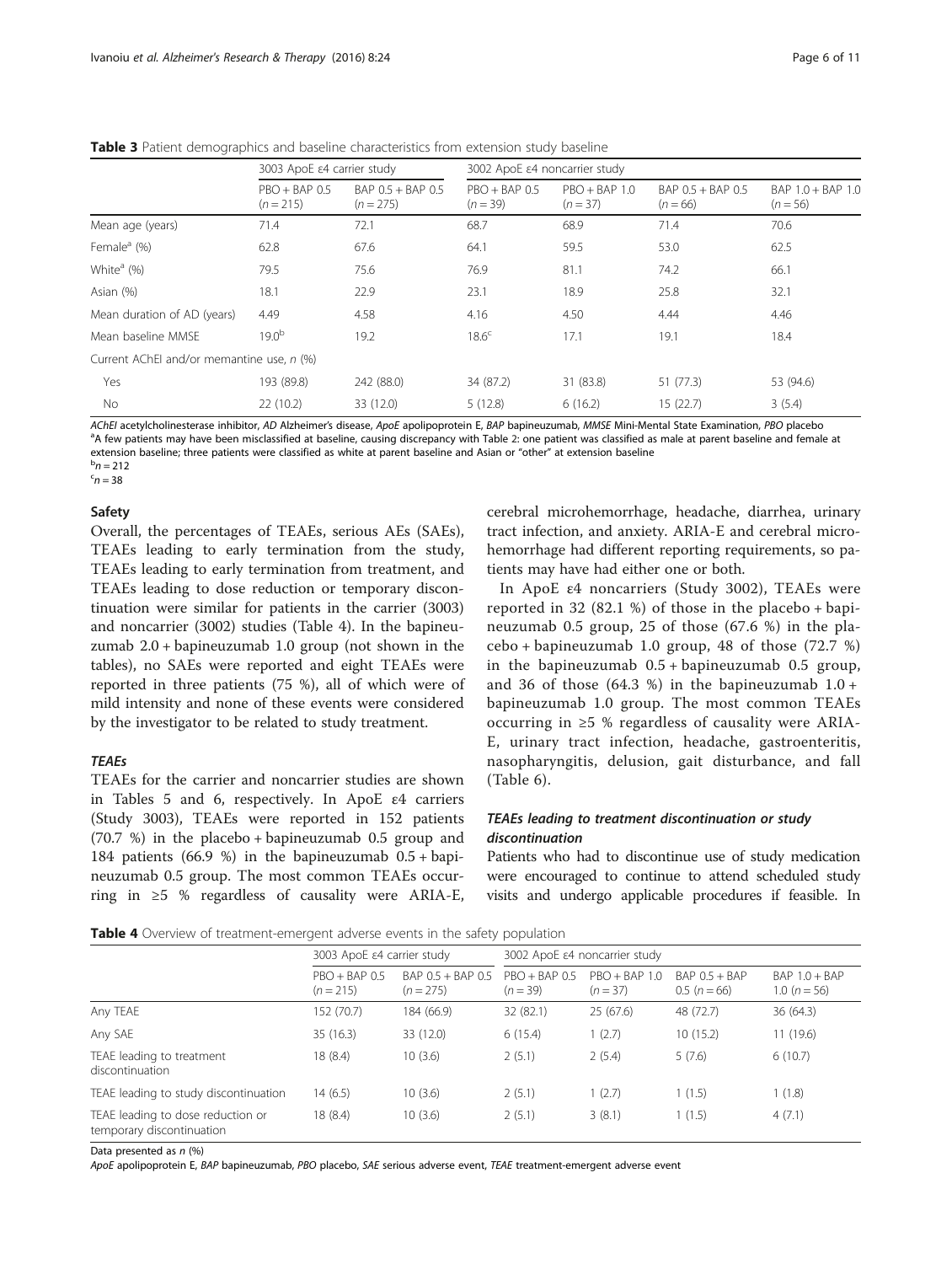**Table 3** Patient demographics and baseline characteristics from extension study baseline

| | 3003 ApoE ε4 carrier study | | 3002 ApoE ε4 noncarrier study | | | |
|---|---|---|---|---|---|---|
| | PBO + BAP 0.5 (n = 215) | BAP 0.5 + BAP 0.5 (n = 275) | PBO + BAP 0.5 (n = 39) | PBO + BAP 1.0 (n = 37) | BAP 0.5 + BAP 0.5 (n = 66) | BAP 1.0 + BAP 1.0 (n = 56) |
| Mean age (years) | 71.4 | 72.1 | 68.7 | 68.9 | 71.4 | 70.6 |
| Female[a] (%) | 62.8 | 67.6 | 64.1 | 59.5 | 53.0 | 62.5 |
| White[a] (%) | 79.5 | 75.6 | 76.9 | 81.1 | 74.2 | 66.1 |
| Asian (%) | 18.1 | 22.9 | 23.1 | 18.9 | 25.8 | 32.1 |
| Mean duration of AD (years) | 4.49 | 4.58 | 4.16 | 4.50 | 4.44 | 4.46 |
| Mean baseline MMSE | 19.0[b] | 19.2 | 18.6[c] | 17.1 | 19.1 | 18.4 |
| Current AChEI and/or memantine use, n (%) | | | | | | |
| Yes | 193 (89.8) | 242 (88.0) | 34 (87.2) | 31 (83.8) | 51 (77.3) | 53 (94.6) |
| No | 22 (10.2) | 33 (12.0) | 5 (12.8) | 6 (16.2) | 15 (22.7) | 3 (5.4) |

*AChEI* acetylcholinesterase inhibitor, *AD* Alzheimer's disease, *ApoE* apolipoprotein E, *BAP* bapineuzumab, *MMSE* Mini-Mental State Examination, *PBO* placebo
[a]A few patients may have been misclassified at baseline, causing discrepancy with Table 2: one patient was classified as male at parent baseline and female at extension baseline; three patients were classified as white at parent baseline and Asian or "other" at extension baseline
[b]n = 212
[c]n = 38

### Safety

Overall, the percentages of TEAEs, serious AEs (SAEs), TEAEs leading to early termination from the study, TEAEs leading to early termination from treatment, and TEAEs leading to dose reduction or temporary discontinuation were similar for patients in the carrier (3003) and noncarrier (3002) studies (Table 4). In the bapineuzumab 2.0 + bapineuzumab 1.0 group (not shown in the tables), no SAEs were reported and eight TEAEs were reported in three patients (75 %), all of which were of mild intensity and none of these events were considered by the investigator to be related to study treatment.

#### *TEAEs*

TEAEs for the carrier and noncarrier studies are shown in Tables 5 and 6, respectively. In ApoE ε4 carriers (Study 3003), TEAEs were reported in 152 patients (70.7 %) in the placebo + bapineuzumab 0.5 group and 184 patients (66.9 %) in the bapineuzumab 0.5 + bapineuzumab 0.5 group. The most common TEAEs occurring in ≥5 % regardless of causality were ARIA-E, cerebral microhemorrhage, headache, diarrhea, urinary tract infection, and anxiety. ARIA-E and cerebral microhemorrhage had different reporting requirements, so patients may have had either one or both.

In ApoE ε4 noncarriers (Study 3002), TEAEs were reported in 32 (82.1 %) of those in the placebo + bapineuzumab 0.5 group, 25 of those (67.6 %) in the placebo + bapineuzumab 1.0 group, 48 of those (72.7 %) in the bapineuzumab 0.5 + bapineuzumab 0.5 group, and 36 of those (64.3 %) in the bapineuzumab 1.0 + bapineuzumab 1.0 group. The most common TEAEs occurring in ≥5 % regardless of causality were ARIA-E, urinary tract infection, headache, gastroenteritis, nasopharyngitis, delusion, gait disturbance, and fall (Table 6).

#### *TEAEs leading to treatment discontinuation or study discontinuation*

Patients who had to discontinue use of study medication were encouraged to continue to attend scheduled study visits and undergo applicable procedures if feasible. In

**Table 4** Overview of treatment-emergent adverse events in the safety population

| | 3003 ApoE ε4 carrier study | | 3002 ApoE ε4 noncarrier study | | | |
|---|---|---|---|---|---|---|
| | PBO + BAP 0.5 (n = 215) | BAP 0.5 + BAP 0.5 (n = 275) | PBO + BAP 0.5 (n = 39) | PBO + BAP 1.0 (n = 37) | BAP 0.5 + BAP 0.5 (n = 66) | BAP 1.0 + BAP 1.0 (n = 56) |
| Any TEAE | 152 (70.7) | 184 (66.9) | 32 (82.1) | 25 (67.6) | 48 (72.7) | 36 (64.3) |
| Any SAE | 35 (16.3) | 33 (12.0) | 6 (15.4) | 1 (2.7) | 10 (15.2) | 11 (19.6) |
| TEAE leading to treatment discontinuation | 18 (8.4) | 10 (3.6) | 2 (5.1) | 2 (5.4) | 5 (7.6) | 6 (10.7) |
| TEAE leading to study discontinuation | 14 (6.5) | 10 (3.6) | 2 (5.1) | 1 (2.7) | 1 (1.5) | 1 (1.8) |
| TEAE leading to dose reduction or temporary discontinuation | 18 (8.4) | 10 (3.6) | 2 (5.1) | 3 (8.1) | 1 (1.5) | 4 (7.1) |

Data presented as n (%)
*ApoE* apolipoprotein E, *BAP* bapineuzumab, *PBO* placebo, *SAE* serious adverse event, *TEAE* treatment-emergent adverse event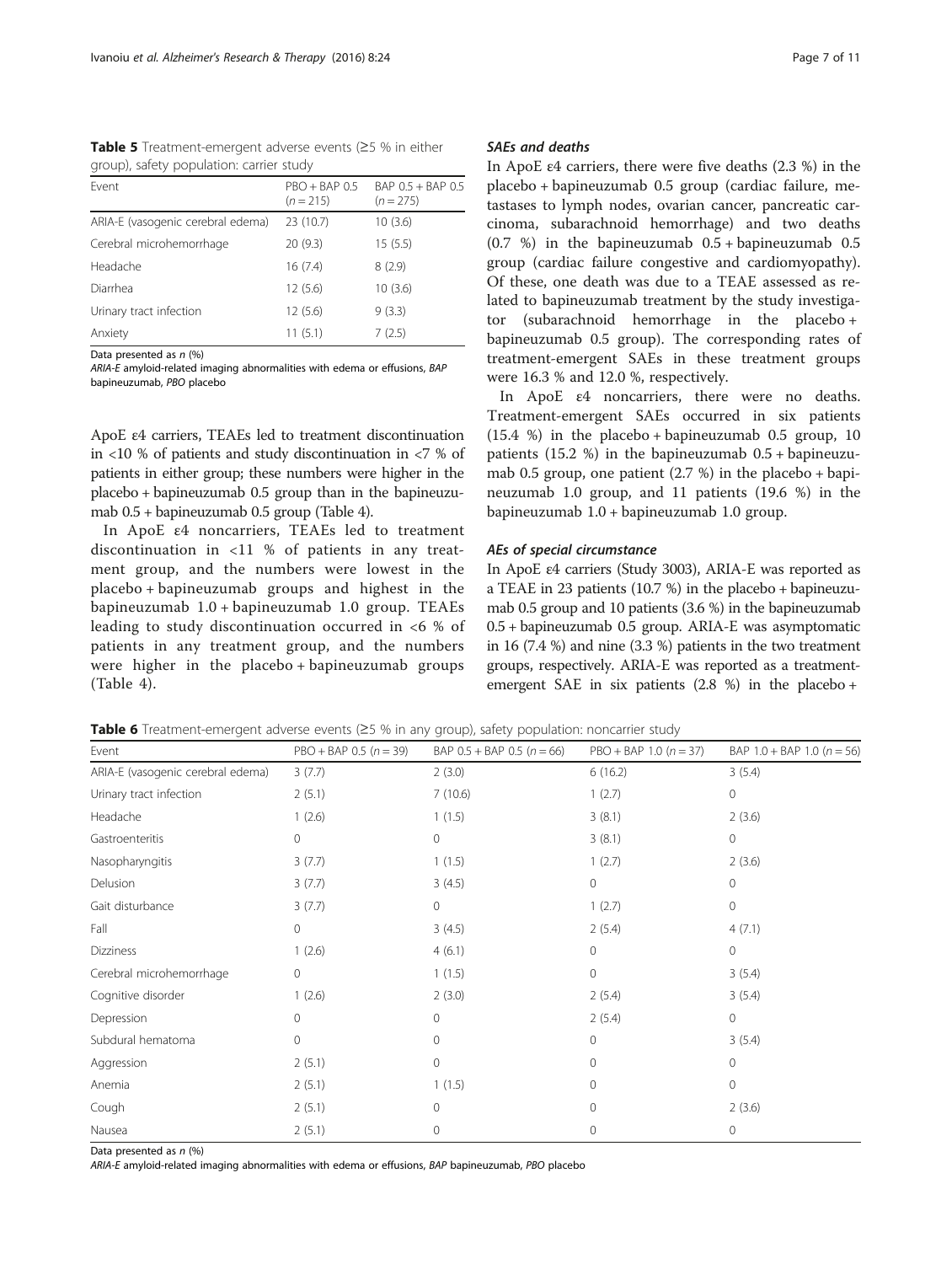**Table 5** Treatment-emergent adverse events (≥5 % in either group), safety population: carrier study

| Event | PBO + BAP 0.5 ($n = 215$) | BAP 0.5 + BAP 0.5 ($n = 275$) |
|---|---|---|
| ARIA-E (vasogenic cerebral edema) | 23 (10.7) | 10 (3.6) |
| Cerebral microhemorrhage | 20 (9.3) | 15 (5.5) |
| Headache | 16 (7.4) | 8 (2.9) |
| Diarrhea | 12 (5.6) | 10 (3.6) |
| Urinary tract infection | 12 (5.6) | 9 (3.3) |
| Anxiety | 11 (5.1) | 7 (2.5) |

Data presented as *n* (%)

*ARIA-E* amyloid-related imaging abnormalities with edema or effusions, *BAP* bapineuzumab, *PBO* placebo

ApoE ε4 carriers, TEAEs led to treatment discontinuation in <10 % of patients and study discontinuation in <7 % of patients in either group; these numbers were higher in the placebo + bapineuzumab 0.5 group than in the bapineuzumab 0.5 + bapineuzumab 0.5 group (Table 4).

In ApoE ε4 noncarriers, TEAEs led to treatment discontinuation in <11 % of patients in any treatment group, and the numbers were lowest in the placebo + bapineuzumab groups and highest in the bapineuzumab 1.0 + bapineuzumab 1.0 group. TEAEs leading to study discontinuation occurred in <6 % of patients in any treatment group, and the numbers were higher in the placebo + bapineuzumab groups (Table 4).

### SAEs and deaths

In ApoE ε4 carriers, there were five deaths (2.3 %) in the placebo + bapineuzumab 0.5 group (cardiac failure, metastases to lymph nodes, ovarian cancer, pancreatic carcinoma, subarachnoid hemorrhage) and two deaths (0.7 %) in the bapineuzumab 0.5 + bapineuzumab 0.5 group (cardiac failure congestive and cardiomyopathy). Of these, one death was due to a TEAE assessed as related to bapineuzumab treatment by the study investigator (subarachnoid hemorrhage in the placebo + bapineuzumab 0.5 group). The corresponding rates of treatment-emergent SAEs in these treatment groups were 16.3 % and 12.0 %, respectively.

In ApoE ε4 noncarriers, there were no deaths. Treatment-emergent SAEs occurred in six patients (15.4 %) in the placebo + bapineuzumab 0.5 group, 10 patients (15.2 %) in the bapineuzumab 0.5 + bapineuzumab 0.5 group, one patient (2.7 %) in the placebo + bapineuzumab 1.0 group, and 11 patients (19.6 %) in the bapineuzumab 1.0 + bapineuzumab 1.0 group.

### AEs of special circumstance

In ApoE ε4 carriers (Study 3003), ARIA-E was reported as a TEAE in 23 patients (10.7 %) in the placebo + bapineuzumab 0.5 group and 10 patients (3.6 %) in the bapineuzumab 0.5 + bapineuzumab 0.5 group. ARIA-E was asymptomatic in 16 (7.4 %) and nine (3.3 %) patients in the two treatment groups, respectively. ARIA-E was reported as a treatment-emergent SAE in six patients (2.8 %) in the placebo +

**Table 6** Treatment-emergent adverse events (≥5 % in any group), safety population: noncarrier study

| Event | PBO + BAP 0.5 ($n = 39$) | BAP 0.5 + BAP 0.5 ($n = 66$) | PBO + BAP 1.0 ($n = 37$) | BAP 1.0 + BAP 1.0 ($n = 56$) |
|---|---|---|---|---|
| ARIA-E (vasogenic cerebral edema) | 3 (7.7) | 2 (3.0) | 6 (16.2) | 3 (5.4) |
| Urinary tract infection | 2 (5.1) | 7 (10.6) | 1 (2.7) | 0 |
| Headache | 1 (2.6) | 1 (1.5) | 3 (8.1) | 2 (3.6) |
| Gastroenteritis | 0 | 0 | 3 (8.1) | 0 |
| Nasopharyngitis | 3 (7.7) | 1 (1.5) | 1 (2.7) | 2 (3.6) |
| Delusion | 3 (7.7) | 3 (4.5) | 0 | 0 |
| Gait disturbance | 3 (7.7) | 0 | 1 (2.7) | 0 |
| Fall | 0 | 3 (4.5) | 2 (5.4) | 4 (7.1) |
| Dizziness | 1 (2.6) | 4 (6.1) | 0 | 0 |
| Cerebral microhemorrhage | 0 | 1 (1.5) | 0 | 3 (5.4) |
| Cognitive disorder | 1 (2.6) | 2 (3.0) | 2 (5.4) | 3 (5.4) |
| Depression | 0 | 0 | 2 (5.4) | 0 |
| Subdural hematoma | 0 | 0 | 0 | 3 (5.4) |
| Aggression | 2 (5.1) | 0 | 0 | 0 |
| Anemia | 2 (5.1) | 1 (1.5) | 0 | 0 |
| Cough | 2 (5.1) | 0 | 0 | 2 (3.6) |
| Nausea | 2 (5.1) | 0 | 0 | 0 |

Data presented as *n* (%)

*ARIA-E* amyloid-related imaging abnormalities with edema or effusions, *BAP* bapineuzumab, *PBO* placebo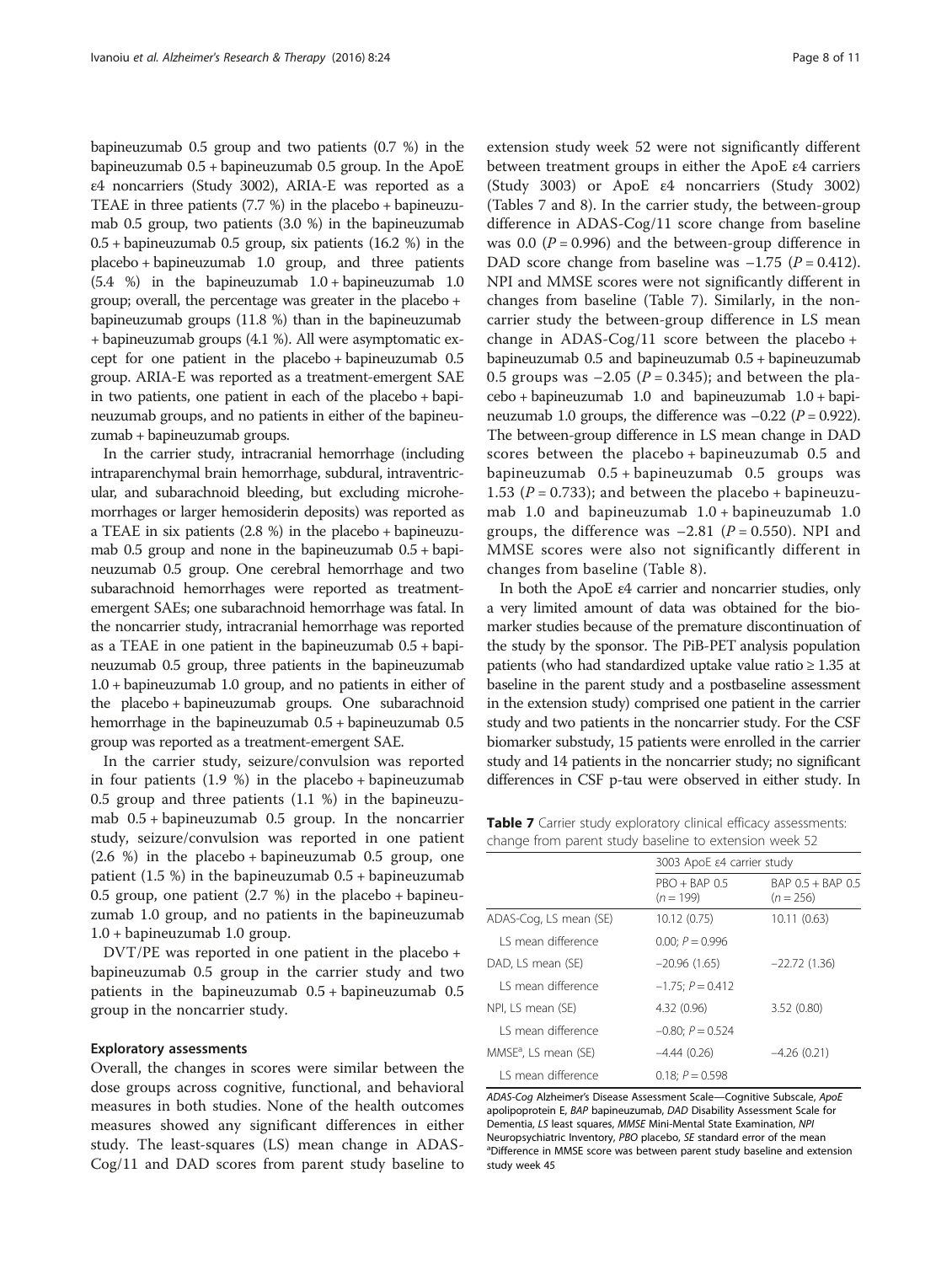bapineuzumab 0.5 group and two patients (0.7 %) in the bapineuzumab 0.5 + bapineuzumab 0.5 group. In the ApoE ε4 noncarriers (Study 3002), ARIA-E was reported as a TEAE in three patients (7.7 %) in the placebo + bapineuzumab 0.5 group, two patients (3.0 %) in the bapineuzumab 0.5 + bapineuzumab 0.5 group, six patients (16.2 %) in the placebo + bapineuzumab 1.0 group, and three patients (5.4 %) in the bapineuzumab 1.0 + bapineuzumab 1.0 group; overall, the percentage was greater in the placebo + bapineuzumab groups (11.8 %) than in the bapineuzumab + bapineuzumab groups (4.1 %). All were asymptomatic except for one patient in the placebo + bapineuzumab 0.5 group. ARIA-E was reported as a treatment-emergent SAE in two patients, one patient in each of the placebo + bapineuzumab groups, and no patients in either of the bapineuzumab + bapineuzumab groups.

In the carrier study, intracranial hemorrhage (including intraparenchymal brain hemorrhage, subdural, intraventricular, and subarachnoid bleeding, but excluding microhemorrhages or larger hemosiderin deposits) was reported as a TEAE in six patients (2.8 %) in the placebo + bapineuzumab 0.5 group and none in the bapineuzumab 0.5 + bapineuzumab 0.5 group. One cerebral hemorrhage and two subarachnoid hemorrhages were reported as treatment-emergent SAEs; one subarachnoid hemorrhage was fatal. In the noncarrier study, intracranial hemorrhage was reported as a TEAE in one patient in the bapineuzumab 0.5 + bapineuzumab 0.5 group, three patients in the bapineuzumab 1.0 + bapineuzumab 1.0 group, and no patients in either of the placebo + bapineuzumab groups. One subarachnoid hemorrhage in the bapineuzumab 0.5 + bapineuzumab 0.5 group was reported as a treatment-emergent SAE.

In the carrier study, seizure/convulsion was reported in four patients (1.9 %) in the placebo + bapineuzumab 0.5 group and three patients (1.1 %) in the bapineuzumab 0.5 + bapineuzumab 0.5 group. In the noncarrier study, seizure/convulsion was reported in one patient (2.6 %) in the placebo + bapineuzumab 0.5 group, one patient (1.5 %) in the bapineuzumab 0.5 + bapineuzumab 0.5 group, one patient (2.7 %) in the placebo + bapineuzumab 1.0 group, and no patients in the bapineuzumab 1.0 + bapineuzumab 1.0 group.

DVT/PE was reported in one patient in the placebo + bapineuzumab 0.5 group in the carrier study and two patients in the bapineuzumab 0.5 + bapineuzumab 0.5 group in the noncarrier study.

#### Exploratory assessments

Overall, the changes in scores were similar between the dose groups across cognitive, functional, and behavioral measures in both studies. None of the health outcomes measures showed any significant differences in either study. The least-squares (LS) mean change in ADAS-Cog/11 and DAD scores from parent study baseline to extension study week 52 were not significantly different between treatment groups in either the ApoE ε4 carriers (Study 3003) or ApoE ε4 noncarriers (Study 3002) (Tables 7 and 8). In the carrier study, the between-group difference in ADAS-Cog/11 score change from baseline was 0.0 ($P = 0.996$) and the between-group difference in DAD score change from baseline was −1.75 ($P = 0.412$). NPI and MMSE scores were not significantly different in changes from baseline (Table 7). Similarly, in the noncarrier study the between-group difference in LS mean change in ADAS-Cog/11 score between the placebo + bapineuzumab 0.5 and bapineuzumab 0.5 + bapineuzumab 0.5 groups was −2.05 ($P = 0.345$); and between the placebo + bapineuzumab 1.0 and bapineuzumab 1.0 + bapineuzumab 1.0 groups, the difference was −0.22 ($P = 0.922$). The between-group difference in LS mean change in DAD scores between the placebo + bapineuzumab 0.5 and bapineuzumab 0.5 + bapineuzumab 0.5 groups was 1.53 ($P = 0.733$); and between the placebo + bapineuzumab 1.0 and bapineuzumab 1.0 + bapineuzumab 1.0 groups, the difference was −2.81 ($P = 0.550$). NPI and MMSE scores were also not significantly different in changes from baseline (Table 8).

In both the ApoE ε4 carrier and noncarrier studies, only a very limited amount of data was obtained for the biomarker studies because of the premature discontinuation of the study by the sponsor. The PiB-PET analysis population patients (who had standardized uptake value ratio ≥ 1.35 at baseline in the parent study and a postbaseline assessment in the extension study) comprised one patient in the carrier study and two patients in the noncarrier study. For the CSF biomarker substudy, 15 patients were enrolled in the carrier study and 14 patients in the noncarrier study; no significant differences in CSF p-tau were observed in either study. In

**Table 7** Carrier study exploratory clinical efficacy assessments: change from parent study baseline to extension week 52

| | 3003 ApoE ε4 carrier study | |
|---|---|---|
| | PBO + BAP 0.5 (*n* = 199) | BAP 0.5 + BAP 0.5 (*n* = 256) |
| ADAS-Cog, LS mean (SE) | 10.12 (0.75) | 10.11 (0.63) |
| LS mean difference | 0.00; $P = 0.996$ | |
| DAD, LS mean (SE) | −20.96 (1.65) | −22.72 (1.36) |
| LS mean difference | −1.75; $P = 0.412$ | |
| NPI, LS mean (SE) | 4.32 (0.96) | 3.52 (0.80) |
| LS mean difference | −0.80; $P = 0.524$ | |
| MMSE[a], LS mean (SE) | −4.44 (0.26) | −4.26 (0.21) |
| LS mean difference | 0.18; $P = 0.598$ | |

*ADAS-Cog* Alzheimer's Disease Assessment Scale—Cognitive Subscale, *ApoE* apolipoprotein E, *BAP* bapineuzumab, *DAD* Disability Assessment Scale for Dementia, *LS* least squares, *MMSE* Mini-Mental State Examination, *NPI* Neuropsychiatric Inventory, *PBO* placebo, *SE* standard error of the mean
[a]Difference in MMSE score was between parent study baseline and extension study week 45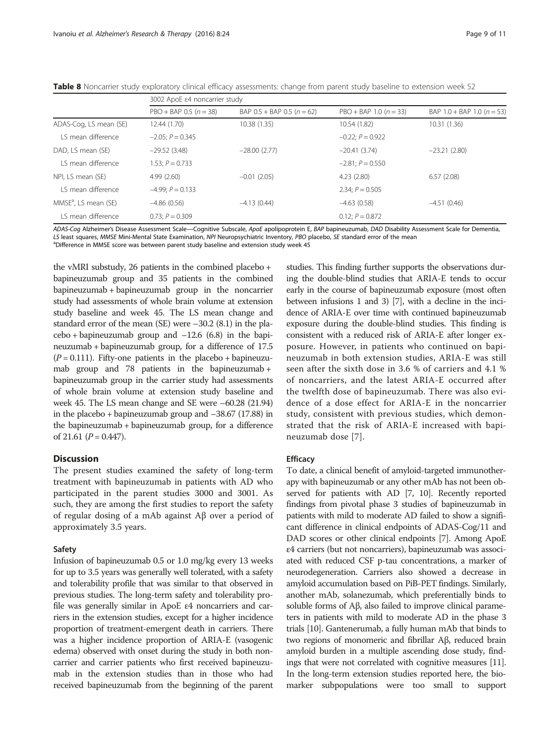**Table 8** Noncarrier study exploratory clinical efficacy assessments: change from parent study baseline to extension week 52

| | 3002 ApoE ε4 noncarrier study | | | |
|---|---|---|---|---|
| | PBO + BAP 0.5 ($n = 38$) | BAP 0.5 + BAP 0.5 ($n = 62$) | PBO + BAP 1.0 ($n = 33$) | BAP 1.0 + BAP 1.0 ($n = 53$) |
| ADAS-Cog, LS mean (SE) | 12.44 (1.70) | 10.38 (1.35) | 10.54 (1.82) | 10.31 (1.36) |
| LS mean difference | −2.05; $P = 0.345$ | | −0.22; $P = 0.922$ | |
| DAD, LS mean (SE) | −29.52 (3.48) | −28.00 (2.77) | −20.41 (3.74) | −23.21 (2.80) |
| LS mean difference | 1.53; $P = 0.733$ | | −2.81; $P = 0.550$ | |
| NPI, LS mean (SE) | 4.99 (2.60) | −0.01 (2.05) | 4.23 (2.80) | 6.57 (2.08) |
| LS mean difference | −4.99; $P = 0.133$ | | 2.34; $P = 0.505$ | |
| MMSE[a], LS mean (SE) | −4.86 (0.56) | −4.13 (0.44) | −4.63 (0.58) | −4.51 (0.46) |
| LS mean difference | 0.73; $P = 0.309$ | | 0.12; $P = 0.872$ | |

*ADAS-Cog* Alzheimer's Disease Assessment Scale—Cognitive Subscale, *ApoE* apolipoprotein E, *BAP* bapineuzumab, *DAD* Disability Assessment Scale for Dementia, *LS* least squares, *MMSE* Mini-Mental State Examination, *NPI* Neuropsychiatric Inventory, *PBO* placebo, *SE* standard error of the mean

[a]Difference in MMSE score was between parent study baseline and extension study week 45

the vMRI substudy, 26 patients in the combined placebo + bapineuzumab group and 35 patients in the combined bapineuzumab + bapineuzumab group in the noncarrier study had assessments of whole brain volume at extension study baseline and week 45. The LS mean change and standard error of the mean (SE) were −30.2 (8.1) in the placebo + bapineuzumab group and −12.6 (6.8) in the bapineuzumab + bapineuzumab group, for a difference of 17.5 ($P = 0.111$). Fifty-one patients in the placebo + bapineuzumab group and 78 patients in the bapineuzumab + bapineuzumab group in the carrier study had assessments of whole brain volume at extension study baseline and week 45. The LS mean change and SE were −60.28 (21.94) in the placebo + bapineuzumab group and −38.67 (17.88) in the bapineuzumab + bapineuzumab group, for a difference of 21.61 ($P = 0.447$).

## Discussion

The present studies examined the safety of long-term treatment with bapineuzumab in patients with AD who participated in the parent studies 3000 and 3001. As such, they are among the first studies to report the safety of regular dosing of a mAb against Aβ over a period of approximately 3.5 years.

### Safety

Infusion of bapineuzumab 0.5 or 1.0 mg/kg every 13 weeks for up to 3.5 years was generally well tolerated, with a safety and tolerability profile that was similar to that observed in previous studies. The long-term safety and tolerability profile was generally similar in ApoE ε4 noncarriers and carriers in the extension studies, except for a higher incidence proportion of treatment-emergent death in carriers. There was a higher incidence proportion of ARIA-E (vasogenic edema) observed with onset during the study in both noncarrier and carrier patients who first received bapineuzumab in the extension studies than in those who had received bapineuzumab from the beginning of the parent studies. This finding further supports the observations during the double-blind studies that ARIA-E tends to occur early in the course of bapineuzumab exposure (most often between infusions 1 and 3) [7], with a decline in the incidence of ARIA-E over time with continued bapineuzumab exposure during the double-blind studies. This finding is consistent with a reduced risk of ARIA-E after longer exposure. However, in patients who continued on bapineuzumab in both extension studies, ARIA-E was still seen after the sixth dose in 3.6 % of carriers and 4.1 % of noncarriers, and the latest ARIA-E occurred after the twelfth dose of bapineuzumab. There was also evidence of a dose effect for ARIA-E in the noncarrier study, consistent with previous studies, which demonstrated that the risk of ARIA-E increased with bapineuzumab dose [7].

### Efficacy

To date, a clinical benefit of amyloid-targeted immunotherapy with bapineuzumab or any other mAb has not been observed for patients with AD [7, 10]. Recently reported findings from pivotal phase 3 studies of bapineuzumab in patients with mild to moderate AD failed to show a significant difference in clinical endpoints of ADAS-Cog/11 and DAD scores or other clinical endpoints [7]. Among ApoE ε4 carriers (but not noncarriers), bapineuzumab was associated with reduced CSF p-tau concentrations, a marker of neurodegeneration. Carriers also showed a decrease in amyloid accumulation based on PiB-PET findings. Similarly, another mAb, solanezumab, which preferentially binds to soluble forms of Aβ, also failed to improve clinical parameters in patients with mild to moderate AD in the phase 3 trials [10]. Gantenerumab, a fully human mAb that binds to two regions of monomeric and fibrillar Aβ, reduced brain amyloid burden in a multiple ascending dose study, findings that were not correlated with cognitive measures [11]. In the long-term extension studies reported here, the biomarker subpopulations were too small to support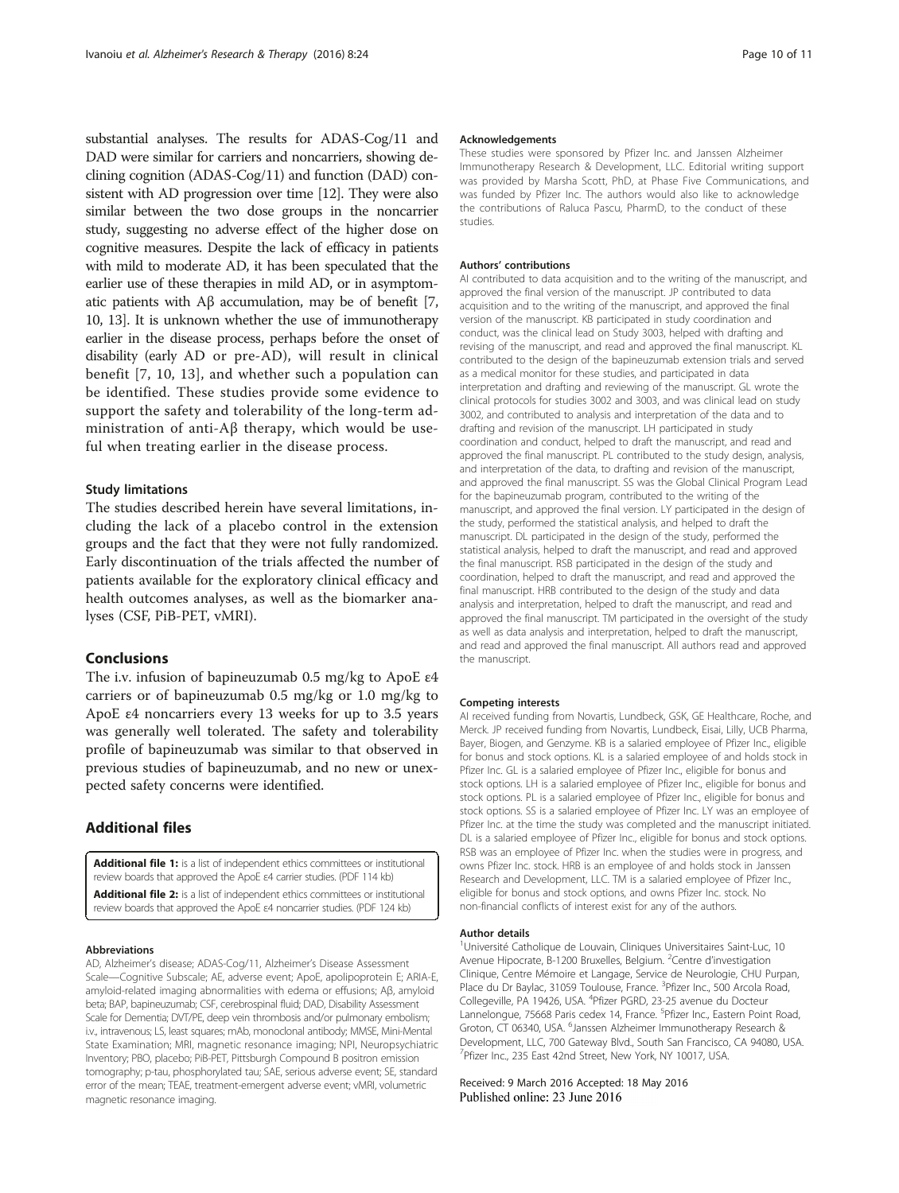substantial analyses. The results for ADAS-Cog/11 and DAD were similar for carriers and noncarriers, showing declining cognition (ADAS-Cog/11) and function (DAD) consistent with AD progression over time [12]. They were also similar between the two dose groups in the noncarrier study, suggesting no adverse effect of the higher dose on cognitive measures. Despite the lack of efficacy in patients with mild to moderate AD, it has been speculated that the earlier use of these therapies in mild AD, or in asymptomatic patients with Aβ accumulation, may be of benefit [7, 10, 13]. It is unknown whether the use of immunotherapy earlier in the disease process, perhaps before the onset of disability (early AD or pre-AD), will result in clinical benefit [7, 10, 13], and whether such a population can be identified. These studies provide some evidence to support the safety and tolerability of the long-term administration of anti-Aβ therapy, which would be useful when treating earlier in the disease process.

### Study limitations

The studies described herein have several limitations, including the lack of a placebo control in the extension groups and the fact that they were not fully randomized. Early discontinuation of the trials affected the number of patients available for the exploratory clinical efficacy and health outcomes analyses, as well as the biomarker analyses (CSF, PiB-PET, vMRI).

## Conclusions

The i.v. infusion of bapineuzumab 0.5 mg/kg to ApoE ε4 carriers or of bapineuzumab 0.5 mg/kg or 1.0 mg/kg to ApoE ε4 noncarriers every 13 weeks for up to 3.5 years was generally well tolerated. The safety and tolerability profile of bapineuzumab was similar to that observed in previous studies of bapineuzumab, and no new or unexpected safety concerns were identified.

## Additional files

**Additional file 1:** is a list of independent ethics committees or institutional review boards that approved the ApoE ε4 carrier studies. (PDF 114 kb)

**Additional file 2:** is a list of independent ethics committees or institutional review boards that approved the ApoE ε4 noncarrier studies. (PDF 124 kb)

#### Abbreviations

AD, Alzheimer's disease; ADAS-Cog/11, Alzheimer's Disease Assessment Scale—Cognitive Subscale; AE, adverse event; ApoE, apolipoprotein E; ARIA-E, amyloid-related imaging abnormalities with edema or effusions; Aβ, amyloid beta; BAP, bapineuzumab; CSF, cerebrospinal fluid; DAD, Disability Assessment Scale for Dementia; DVT/PE, deep vein thrombosis and/or pulmonary embolism; i.v., intravenous; LS, least squares; mAb, monoclonal antibody; MMSE, Mini-Mental State Examination; MRI, magnetic resonance imaging; NPI, Neuropsychiatric Inventory; PBO, placebo; PiB-PET, Pittsburgh Compound B positron emission tomography; p-tau, phosphorylated tau; SAE, serious adverse event; SE, standard error of the mean; TEAE, treatment-emergent adverse event; vMRI, volumetric magnetic resonance imaging.

#### Acknowledgements

These studies were sponsored by Pfizer Inc. and Janssen Alzheimer Immunotherapy Research & Development, LLC. Editorial writing support was provided by Marsha Scott, PhD, at Phase Five Communications, and was funded by Pfizer Inc. The authors would also like to acknowledge the contributions of Raluca Pascu, PharmD, to the conduct of these studies.

#### Authors' contributions

AI contributed to data acquisition and to the writing of the manuscript, and approved the final version of the manuscript. JP contributed to data acquisition and to the writing of the manuscript, and approved the final version of the manuscript. KB participated in study coordination and conduct, was the clinical lead on Study 3003, helped with drafting and revising of the manuscript, and read and approved the final manuscript. KL contributed to the design of the bapineuzumab extension trials and served as a medical monitor for these studies, and participated in data interpretation and drafting and reviewing of the manuscript. GL wrote the clinical protocols for studies 3002 and 3003, and was clinical lead on study 3002, and contributed to analysis and interpretation of the data and to drafting and revision of the manuscript. LH participated in study coordination and conduct, helped to draft the manuscript, and read and approved the final manuscript. PL contributed to the study design, analysis, and interpretation of the data, to drafting and revision of the manuscript, and approved the final manuscript. SS was the Global Clinical Program Lead for the bapineuzumab program, contributed to the writing of the manuscript, and approved the final version. LY participated in the design of the study, performed the statistical analysis, and helped to draft the manuscript. DL participated in the design of the study, performed the statistical analysis, helped to draft the manuscript, and read and approved the final manuscript. RSB participated in the design of the study and coordination, helped to draft the manuscript, and read and approved the final manuscript. HRB contributed to the design of the study and data analysis and interpretation, helped to draft the manuscript, and read and approved the final manuscript. TM participated in the oversight of the study as well as data analysis and interpretation, helped to draft the manuscript, and read and approved the final manuscript. All authors read and approved the manuscript.

#### Competing interests

AI received funding from Novartis, Lundbeck, GSK, GE Healthcare, Roche, and Merck. JP received funding from Novartis, Lundbeck, Eisai, Lilly, UCB Pharma, Bayer, Biogen, and Genzyme. KB is a salaried employee of Pfizer Inc., eligible for bonus and stock options. KL is a salaried employee of and holds stock in Pfizer Inc. GL is a salaried employee of Pfizer Inc., eligible for bonus and stock options. LH is a salaried employee of Pfizer Inc., eligible for bonus and stock options. PL is a salaried employee of Pfizer Inc., eligible for bonus and stock options. SS is a salaried employee of Pfizer Inc. LY was an employee of Pfizer Inc. at the time the study was completed and the manuscript initiated. DL is a salaried employee of Pfizer Inc., eligible for bonus and stock options. RSB was an employee of Pfizer Inc. when the studies were in progress, and owns Pfizer Inc. stock. HRB is an employee of and holds stock in Janssen Research and Development, LLC. TM is a salaried employee of Pfizer Inc., eligible for bonus and stock options, and owns Pfizer Inc. stock. No non-financial conflicts of interest exist for any of the authors.

#### Author details

[1]Université Catholique de Louvain, Cliniques Universitaires Saint-Luc, 10 Avenue Hipocrate, B-1200 Bruxelles, Belgium. [2]Centre d'investigation Clinique, Centre Mémoire et Langage, Service de Neurologie, CHU Purpan, Place du Dr Baylac, 31059 Toulouse, France. [3]Pfizer Inc., 500 Arcola Road, Collegeville, PA 19426, USA. [4]Pfizer PGRD, 23-25 avenue du Docteur Lannelongue, 75668 Paris cedex 14, France. [5]Pfizer Inc., Eastern Point Road, Groton, CT 06340, USA. [6]Janssen Alzheimer Immunotherapy Research & Development, LLC, 700 Gateway Blvd., South San Francisco, CA 94080, USA. [7]Pfizer Inc., 235 East 42nd Street, New York, NY 10017, USA.

Received: 9 March 2016 Accepted: 18 May 2016
Published online: 23 June 2016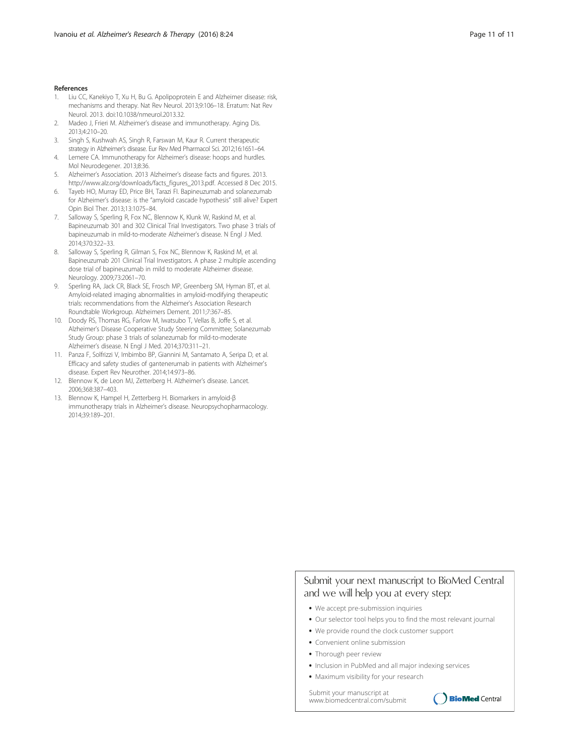## References

1. Liu CC, Kanekiyo T, Xu H, Bu G. Apolipoprotein E and Alzheimer disease: risk, mechanisms and therapy. Nat Rev Neurol. 2013;9:106–18. Erratum: Nat Rev Neurol. 2013. doi:10.1038/nrneurol.2013.32.
2. Madeo J, Frieri M. Alzheimer's disease and immunotherapy. Aging Dis. 2013;4:210–20.
3. Singh S, Kushwah AS, Singh R, Farswan M, Kaur R. Current therapeutic strategy in Alzheimer's disease. Eur Rev Med Pharmacol Sci. 2012;16:1651–64.
4. Lemere CA. Immunotherapy for Alzheimer's disease: hoops and hurdles. Mol Neurodegener. 2013;8:36.
5. Alzheimer's Association. 2013 Alzheimer's disease facts and figures. 2013. http://www.alz.org/downloads/facts_figures_2013.pdf. Accessed 8 Dec 2015.
6. Tayeb HO, Murray ED, Price BH, Tarazi FI. Bapineuzumab and solanezumab for Alzheimer's disease: is the "amyloid cascade hypothesis" still alive? Expert Opin Biol Ther. 2013;13:1075–84.
7. Salloway S, Sperling R, Fox NC, Blennow K, Klunk W, Raskind M, et al. Bapineuzumab 301 and 302 Clinical Trial Investigators. Two phase 3 trials of bapineuzumab in mild-to-moderate Alzheimer's disease. N Engl J Med. 2014;370:322–33.
8. Salloway S, Sperling R, Gilman S, Fox NC, Blennow K, Raskind M, et al. Bapineuzumab 201 Clinical Trial Investigators. A phase 2 multiple ascending dose trial of bapineuzumab in mild to moderate Alzheimer disease. Neurology. 2009;73:2061–70.
9. Sperling RA, Jack CR, Black SE, Frosch MP, Greenberg SM, Hyman BT, et al. Amyloid-related imaging abnormalities in amyloid-modifying therapeutic trials: recommendations from the Alzheimer's Association Research Roundtable Workgroup. Alzheimers Dement. 2011;7:367–85.
10. Doody RS, Thomas RG, Farlow M, Iwatsubo T, Vellas B, Joffe S, et al. Alzheimer's Disease Cooperative Study Steering Committee; Solanezumab Study Group: phase 3 trials of solanezumab for mild-to-moderate Alzheimer's disease. N Engl J Med. 2014;370:311–21.
11. Panza F, Solfrizzi V, Imbimbo BP, Giannini M, Santamato A, Seripa D, et al. Efficacy and safety studies of gantenerumab in patients with Alzheimer's disease. Expert Rev Neurother. 2014;14:973–86.
12. Blennow K, de Leon MJ, Zetterberg H. Alzheimer's disease. Lancet. 2006;368:387–403.
13. Blennow K, Hampel H, Zetterberg H. Biomarkers in amyloid-β immunotherapy trials in Alzheimer's disease. Neuropsychopharmacology. 2014;39:189–201.

Submit your next manuscript to BioMed Central and we will help you at every step:

- We accept pre-submission inquiries
- Our selector tool helps you to find the most relevant journal
- We provide round the clock customer support
- Convenient online submission
- Thorough peer review
- Inclusion in PubMed and all major indexing services
- Maximum visibility for your research

Submit your manuscript at www.biomedcentral.com/submit

BioMed Central